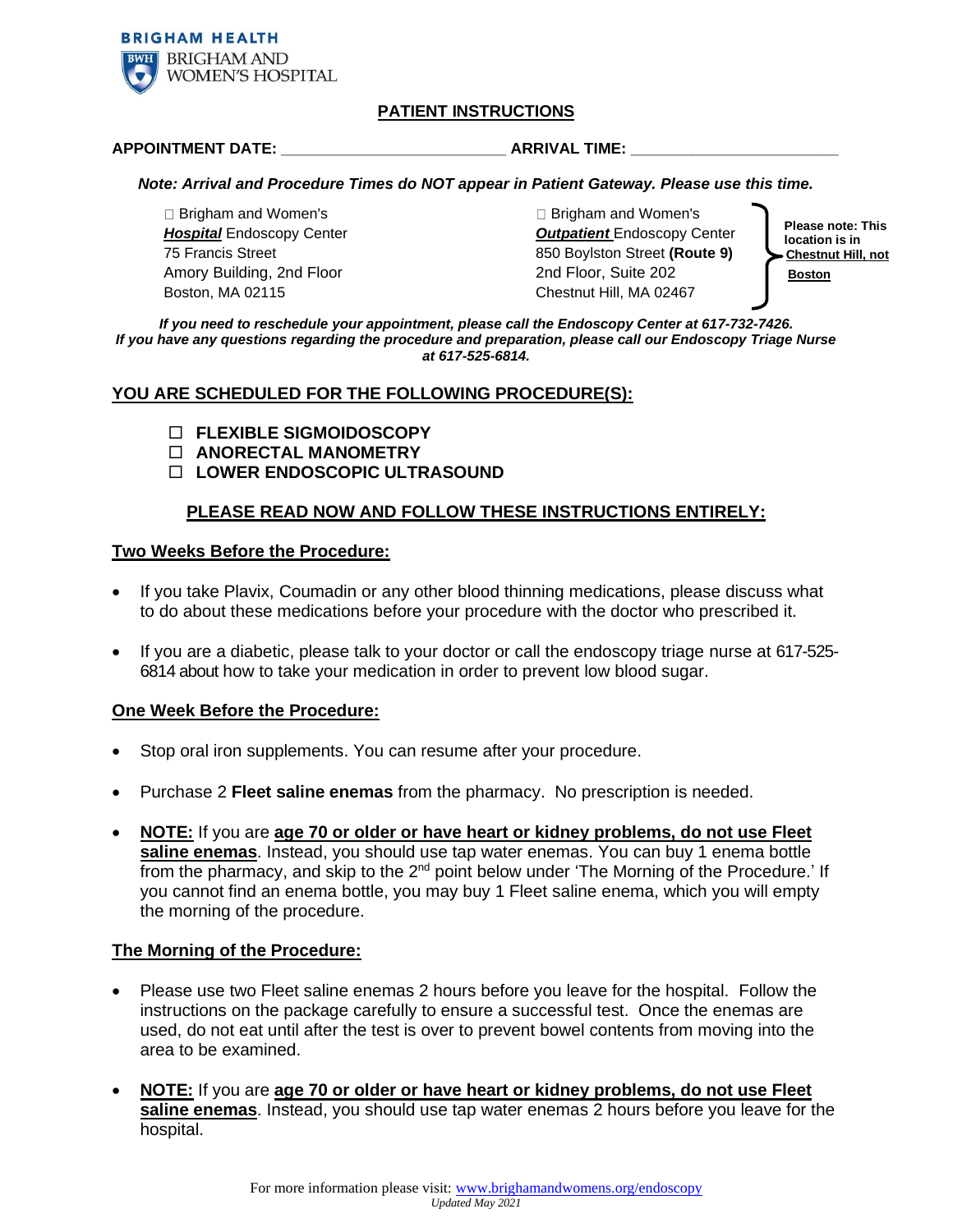BRIGHAM HEALTH

BRIGHAM AND WOMEN'S HOSPITAL

## PATIENT INSTRUCTIONS

**APPOINTMENT DATE: _________________________ ARRIVAL TIME: _______________________**

***Note: Arrival and Procedure Times do NOT appear in Patient Gateway. Please use this time.***

☐ Brigham and Women's ***Hospital*** Endoscopy Center
75 Francis Street
Amory Building, 2nd Floor
Boston, MA 02115

☐ Brigham and Women's ***Outpatient*** Endoscopy Center
850 Boylston Street **(Route 9)**
2nd Floor, Suite 202
Chestnut Hill, MA 02467

**Please note: This location is in Chestnut Hill, not Boston**

***If you need to reschedule your appointment, please call the Endoscopy Center at 617-732-7426.***
***If you have any questions regarding the procedure and preparation, please call our Endoscopy Triage Nurse at 617-525-6814.***

## YOU ARE SCHEDULED FOR THE FOLLOWING PROCEDURE(S):

- ☐ **FLEXIBLE SIGMOIDOSCOPY**
- ☐ **ANORECTAL MANOMETRY**
- ☐ **LOWER ENDOSCOPIC ULTRASOUND**

## PLEASE READ NOW AND FOLLOW THESE INSTRUCTIONS ENTIRELY:

### Two Weeks Before the Procedure:

- If you take Plavix, Coumadin or any other blood thinning medications, please discuss what to do about these medications before your procedure with the doctor who prescribed it.
- If you are a diabetic, please talk to your doctor or call the endoscopy triage nurse at 617-525-6814 about how to take your medication in order to prevent low blood sugar.

### One Week Before the Procedure:

- Stop oral iron supplements. You can resume after your procedure.
- Purchase 2 **Fleet saline enemas** from the pharmacy. No prescription is needed.
- **NOTE:** If you are **age 70 or older or have heart or kidney problems, do not use Fleet saline enemas**. Instead, you should use tap water enemas. You can buy 1 enema bottle from the pharmacy, and skip to the 2nd point below under 'The Morning of the Procedure.' If you cannot find an enema bottle, you may buy 1 Fleet saline enema, which you will empty the morning of the procedure.

### The Morning of the Procedure:

- Please use two Fleet saline enemas 2 hours before you leave for the hospital. Follow the instructions on the package carefully to ensure a successful test. Once the enemas are used, do not eat until after the test is over to prevent bowel contents from moving into the area to be examined.
- **NOTE:** If you are **age 70 or older or have heart or kidney problems, do not use Fleet saline enemas**. Instead, you should use tap water enemas 2 hours before you leave for the hospital.

For more information please visit: www.brighamandwomens.org/endoscopy

*Updated May 2021*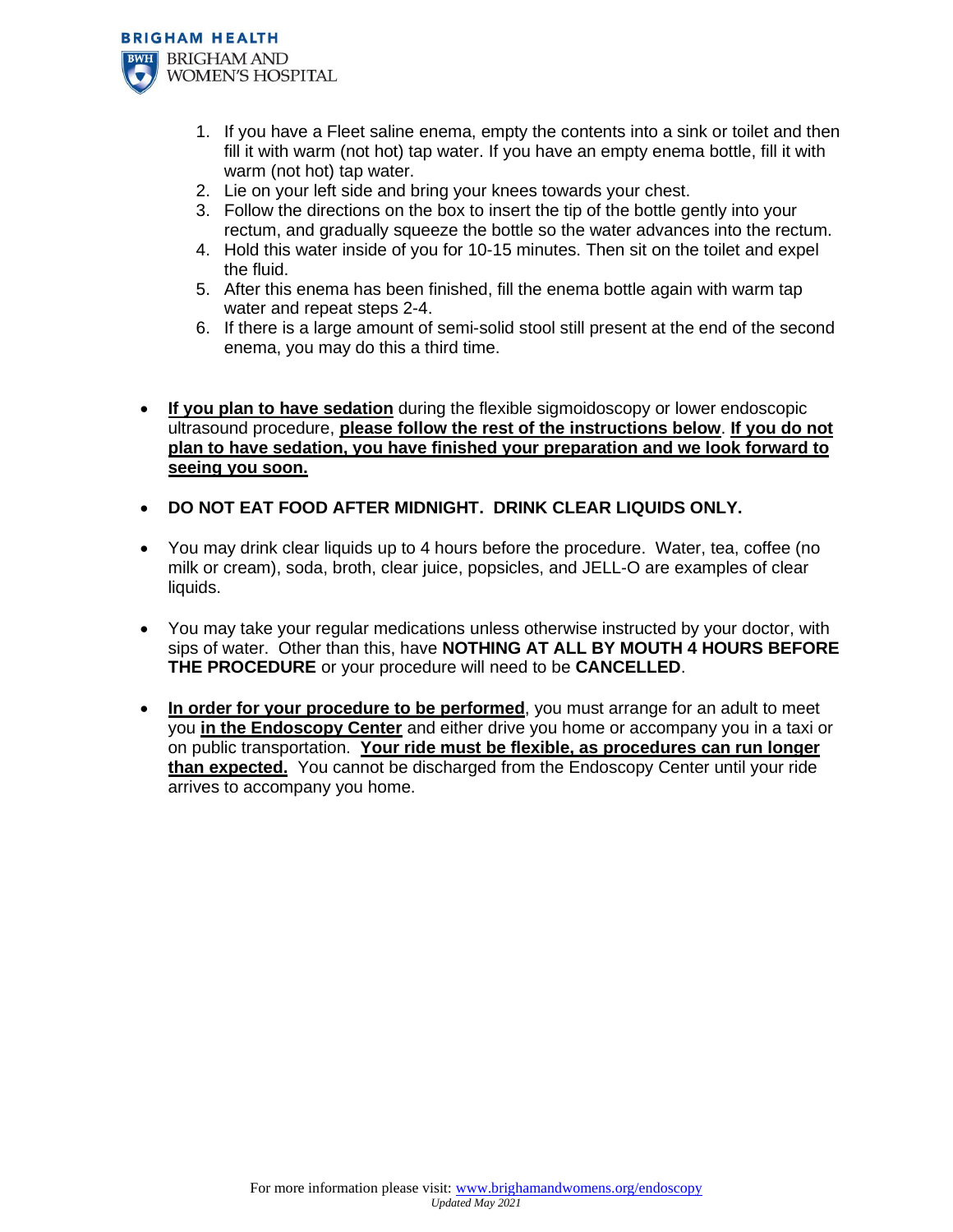1. If you have a Fleet saline enema, empty the contents into a sink or toilet and then fill it with warm (not hot) tap water. If you have an empty enema bottle, fill it with warm (not hot) tap water.
2. Lie on your left side and bring your knees towards your chest.
3. Follow the directions on the box to insert the tip of the bottle gently into your rectum, and gradually squeeze the bottle so the water advances into the rectum.
4. Hold this water inside of you for 10-15 minutes. Then sit on the toilet and expel the fluid.
5. After this enema has been finished, fill the enema bottle again with warm tap water and repeat steps 2-4.
6. If there is a large amount of semi-solid stool still present at the end of the second enema, you may do this a third time.

- **If you plan to have sedation** during the flexible sigmoidoscopy or lower endoscopic ultrasound procedure, **please follow the rest of the instructions below**. **If you do not plan to have sedation, you have finished your preparation and we look forward to seeing you soon.**

- **DO NOT EAT FOOD AFTER MIDNIGHT. DRINK CLEAR LIQUIDS ONLY.**

- You may drink clear liquids up to 4 hours before the procedure. Water, tea, coffee (no milk or cream), soda, broth, clear juice, popsicles, and JELL-O are examples of clear liquids.

- You may take your regular medications unless otherwise instructed by your doctor, with sips of water. Other than this, have **NOTHING AT ALL BY MOUTH 4 HOURS BEFORE THE PROCEDURE** or your procedure will need to be **CANCELLED**.

- **In order for your procedure to be performed**, you must arrange for an adult to meet you **in the Endoscopy Center** and either drive you home or accompany you in a taxi or on public transportation. **Your ride must be flexible, as procedures can run longer than expected.** You cannot be discharged from the Endoscopy Center until your ride arrives to accompany you home.

For more information please visit: www.brighamandwomens.org/endoscopy

*Updated May 2021*